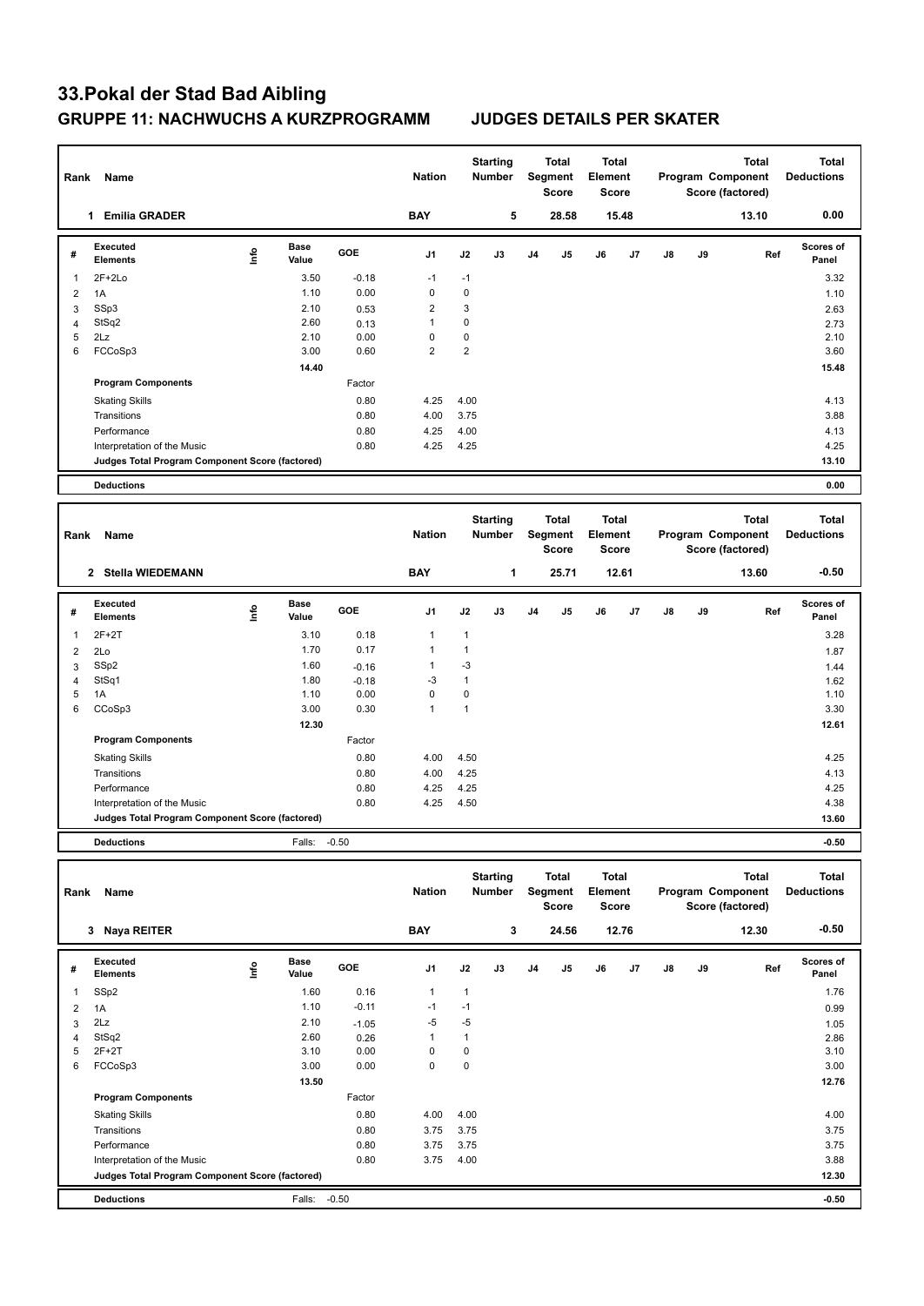# 33.Pokal der Stad Bad Aibling

## GRUPPE 11: NACHWUCHS A KURZPROGRAMM　　JUDGES DETAILS PER SKATER

| Rank | Name | Nation | Starting Number | Total Segment Score | Total Element Score | Total Program Component Score (factored) | Total Deductions |
|---|---|---|---|---|---|---|---|
| 1 | Emilia GRADER | BAY | 5 | 28.58 | 15.48 | 13.10 | 0.00 |

| # | Executed Elements | Info | Base Value | GOE | J1 | J2 | J3 | J4 | J5 | J6 | J7 | J8 | J9 | Ref | Scores of Panel |
|---|---|---|---|---|---|---|---|---|---|---|---|---|---|---|---|
| 1 | 2F+2Lo | | 3.50 | -0.18 | -1 | -1 | | | | | | | | | 3.32 |
| 2 | 1A | | 1.10 | 0.00 | 0 | 0 | | | | | | | | | 1.10 |
| 3 | SSp3 | | 2.10 | 0.53 | 2 | 3 | | | | | | | | | 2.63 |
| 4 | StSq2 | | 2.60 | 0.13 | 1 | 0 | | | | | | | | | 2.73 |
| 5 | 2Lz | | 2.10 | 0.00 | 0 | 0 | | | | | | | | | 2.10 |
| 6 | FCCoSp3 | | 3.00 | 0.60 | 2 | 2 | | | | | | | | | 3.60 |
| | | | 14.40 | | | | | | | | | | | | 15.48 |
| | **Program Components** | | | Factor | | | | | | | | | | | |
| | Skating Skills | | | 0.80 | 4.25 | 4.00 | | | | | | | | | 4.13 |
| | Transitions | | | 0.80 | 4.00 | 3.75 | | | | | | | | | 3.88 |
| | Performance | | | 0.80 | 4.25 | 4.00 | | | | | | | | | 4.13 |
| | Interpretation of the Music | | | 0.80 | 4.25 | 4.25 | | | | | | | | | 4.25 |
| | **Judges Total Program Component Score (factored)** | | | | | | | | | | | | | | 13.10 |
| | **Deductions** | | | | | | | | | | | | | | 0.00 |

| Rank | Name | Nation | Starting Number | Total Segment Score | Total Element Score | Total Program Component Score (factored) | Total Deductions |
|---|---|---|---|---|---|---|---|
| 2 | Stella WIEDEMANN | BAY | 1 | 25.71 | 12.61 | 13.60 | -0.50 |

| # | Executed Elements | Info | Base Value | GOE | J1 | J2 | J3 | J4 | J5 | J6 | J7 | J8 | J9 | Ref | Scores of Panel |
|---|---|---|---|---|---|---|---|---|---|---|---|---|---|---|---|
| 1 | 2F+2T | | 3.10 | 0.18 | 1 | 1 | | | | | | | | | 3.28 |
| 2 | 2Lo | | 1.70 | 0.17 | 1 | 1 | | | | | | | | | 1.87 |
| 3 | SSp2 | | 1.60 | -0.16 | 1 | -3 | | | | | | | | | 1.44 |
| 4 | StSq1 | | 1.80 | -0.18 | -3 | 1 | | | | | | | | | 1.62 |
| 5 | 1A | | 1.10 | 0.00 | 0 | 0 | | | | | | | | | 1.10 |
| 6 | CCoSp3 | | 3.00 | 0.30 | 1 | 1 | | | | | | | | | 3.30 |
| | | | 12.30 | | | | | | | | | | | | 12.61 |
| | **Program Components** | | | Factor | | | | | | | | | | | |
| | Skating Skills | | | 0.80 | 4.00 | 4.50 | | | | | | | | | 4.25 |
| | Transitions | | | 0.80 | 4.00 | 4.25 | | | | | | | | | 4.13 |
| | Performance | | | 0.80 | 4.25 | 4.25 | | | | | | | | | 4.25 |
| | Interpretation of the Music | | | 0.80 | 4.25 | 4.50 | | | | | | | | | 4.38 |
| | **Judges Total Program Component Score (factored)** | | | | | | | | | | | | | | 13.60 |
| | **Deductions** | | Falls: | -0.50 | | | | | | | | | | | -0.50 |

| Rank | Name | Nation | Starting Number | Total Segment Score | Total Element Score | Total Program Component Score (factored) | Total Deductions |
|---|---|---|---|---|---|---|---|
| 3 | Naya REITER | BAY | 3 | 24.56 | 12.76 | 12.30 | -0.50 |

| # | Executed Elements | Info | Base Value | GOE | J1 | J2 | J3 | J4 | J5 | J6 | J7 | J8 | J9 | Ref | Scores of Panel |
|---|---|---|---|---|---|---|---|---|---|---|---|---|---|---|---|
| 1 | SSp2 | | 1.60 | 0.16 | 1 | 1 | | | | | | | | | 1.76 |
| 2 | 1A | | 1.10 | -0.11 | -1 | -1 | | | | | | | | | 0.99 |
| 3 | 2Lz | | 2.10 | -1.05 | -5 | -5 | | | | | | | | | 1.05 |
| 4 | StSq2 | | 2.60 | 0.26 | 1 | 1 | | | | | | | | | 2.86 |
| 5 | 2F+2T | | 3.10 | 0.00 | 0 | 0 | | | | | | | | | 3.10 |
| 6 | FCCoSp3 | | 3.00 | 0.00 | 0 | 0 | | | | | | | | | 3.00 |
| | | | 13.50 | | | | | | | | | | | | 12.76 |
| | **Program Components** | | | Factor | | | | | | | | | | | |
| | Skating Skills | | | 0.80 | 4.00 | 4.00 | | | | | | | | | 4.00 |
| | Transitions | | | 0.80 | 3.75 | 3.75 | | | | | | | | | 3.75 |
| | Performance | | | 0.80 | 3.75 | 3.75 | | | | | | | | | 3.75 |
| | Interpretation of the Music | | | 0.80 | 3.75 | 4.00 | | | | | | | | | 3.88 |
| | **Judges Total Program Component Score (factored)** | | | | | | | | | | | | | | 12.30 |
| | **Deductions** | | Falls: | -0.50 | | | | | | | | | | | -0.50 |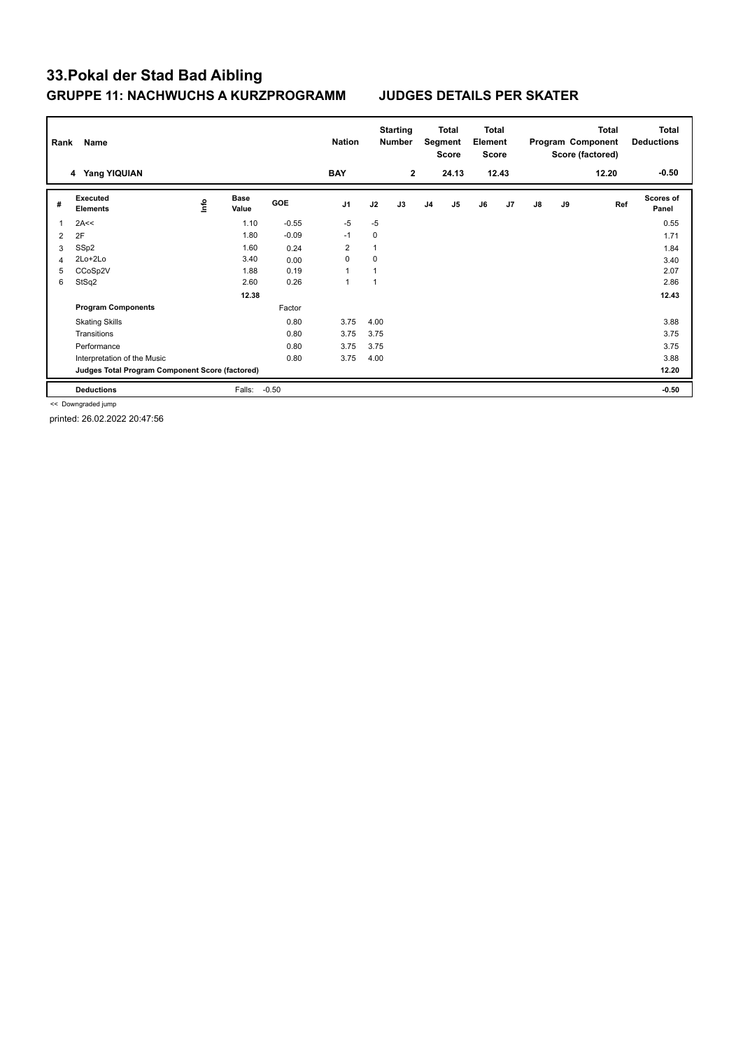# 33.Pokal der Stad Bad Aibling

## GRUPPE 11: NACHWUCHS A KURZPROGRAMM

## JUDGES DETAILS PER SKATER

| Rank | Name | Nation | Starting Number | Total Segment Score | Total Element Score | Total Program Component Score (factored) | Total Deductions |
|---|---|---|---|---|---|---|---|
| 4 | Yang YIQUIAN | BAY | 2 | 24.13 | 12.43 | 12.20 | -0.50 |

| # | Executed Elements | Info | Base Value | GOE | J1 | J2 | J3 | J4 | J5 | J6 | J7 | J8 | J9 | Ref | Scores of Panel |
|---|---|---|---|---|---|---|---|---|---|---|---|---|---|---|---|
| 1 | 2A<< | | 1.10 | -0.55 | -5 | -5 | | | | | | | | | 0.55 |
| 2 | 2F | | 1.80 | -0.09 | -1 | 0 | | | | | | | | | 1.71 |
| 3 | SSp2 | | 1.60 | 0.24 | 2 | 1 | | | | | | | | | 1.84 |
| 4 | 2Lo+2Lo | | 3.40 | 0.00 | 0 | 0 | | | | | | | | | 3.40 |
| 5 | CCoSp2V | | 1.88 | 0.19 | 1 | 1 | | | | | | | | | 2.07 |
| 6 | StSq2 | | 2.60 | 0.26 | 1 | 1 | | | | | | | | | 2.86 |
| | | | 12.38 | | | | | | | | | | | | 12.43 |
| | **Program Components** | | | Factor | | | | | | | | | | | |
| | Skating Skills | | | 0.80 | 3.75 | 4.00 | | | | | | | | | 3.88 |
| | Transitions | | | 0.80 | 3.75 | 3.75 | | | | | | | | | 3.75 |
| | Performance | | | 0.80 | 3.75 | 3.75 | | | | | | | | | 3.75 |
| | Interpretation of the Music | | | 0.80 | 3.75 | 4.00 | | | | | | | | | 3.88 |
| | **Judges Total Program Component Score (factored)** | | | | | | | | | | | | | | 12.20 |
| | **Deductions** | | Falls: | -0.50 | | | | | | | | | | | -0.50 |

<< Downgraded jump

printed: 26.02.2022 20:47:56